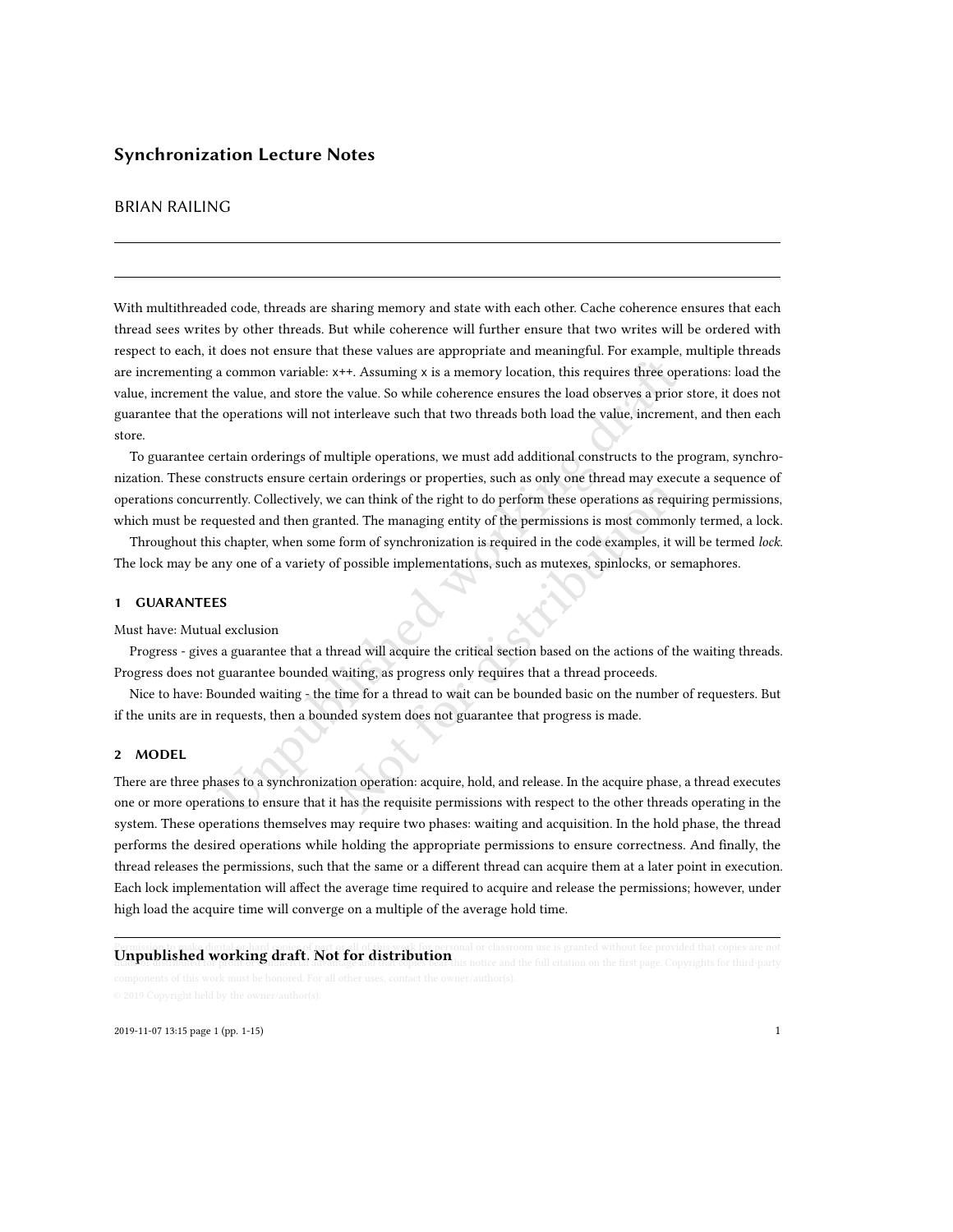# Synchronization Lecture Notes

BRIAN RAILING

With multithreaded code, threads are sharing memory and state with each other. Cache coherence ensures that each thread sees writes by other threads. But while coherence will further ensure that two writes will be ordered with respect to each, it does not ensure that these values are appropriate and meaningful. For example, multiple threads are incrementing a common variable: `x++`. Assuming `x` is a memory location, this requires three operations: load the value, increment the value, and store the value. So while coherence ensures the load observes a prior store, it does not guarantee that the operations will not interleave such that two threads both load the value, increment, and then each store.

To guarantee certain orderings of multiple operations, we must add additional constructs to the program, synchronization. These constructs ensure certain orderings or properties, such as only one thread may execute a sequence of operations concurrently. Collectively, we can think of the right to do perform these operations as requiring permissions, which must be requested and then granted. The managing entity of the permissions is most commonly termed, a lock.

Throughout this chapter, when some form of synchronization is required in the code examples, it will be termed *lock*. The lock may be any one of a variety of possible implementations, such as mutexes, spinlocks, or semaphores.

## 1 GUARANTEES

Must have: Mutual exclusion

Progress - gives a guarantee that a thread will acquire the critical section based on the actions of the waiting threads. Progress does not guarantee bounded waiting, as progress only requires that a thread proceeds.

Nice to have: Bounded waiting - the time for a thread to wait can be bounded basic on the number of requesters. But if the units are in requests, then a bounded system does not guarantee that progress is made.

## 2 MODEL

There are three phases to a synchronization operation: acquire, hold, and release. In the acquire phase, a thread executes one or more operations to ensure that it has the requisite permissions with respect to the other threads operating in the system. These operations themselves may require two phases: waiting and acquisition. In the hold phase, the thread performs the desired operations while holding the appropriate permissions to ensure correctness. And finally, the thread releases the permissions, such that the same or a different thread can acquire them at a later point in execution. Each lock implementation will affect the average time required to acquire and release the permissions; however, under high load the acquire time will converge on a multiple of the average hold time.

**Unpublished working draft. Not for distribution**

© 2019 Copyright held by the owner/author(s).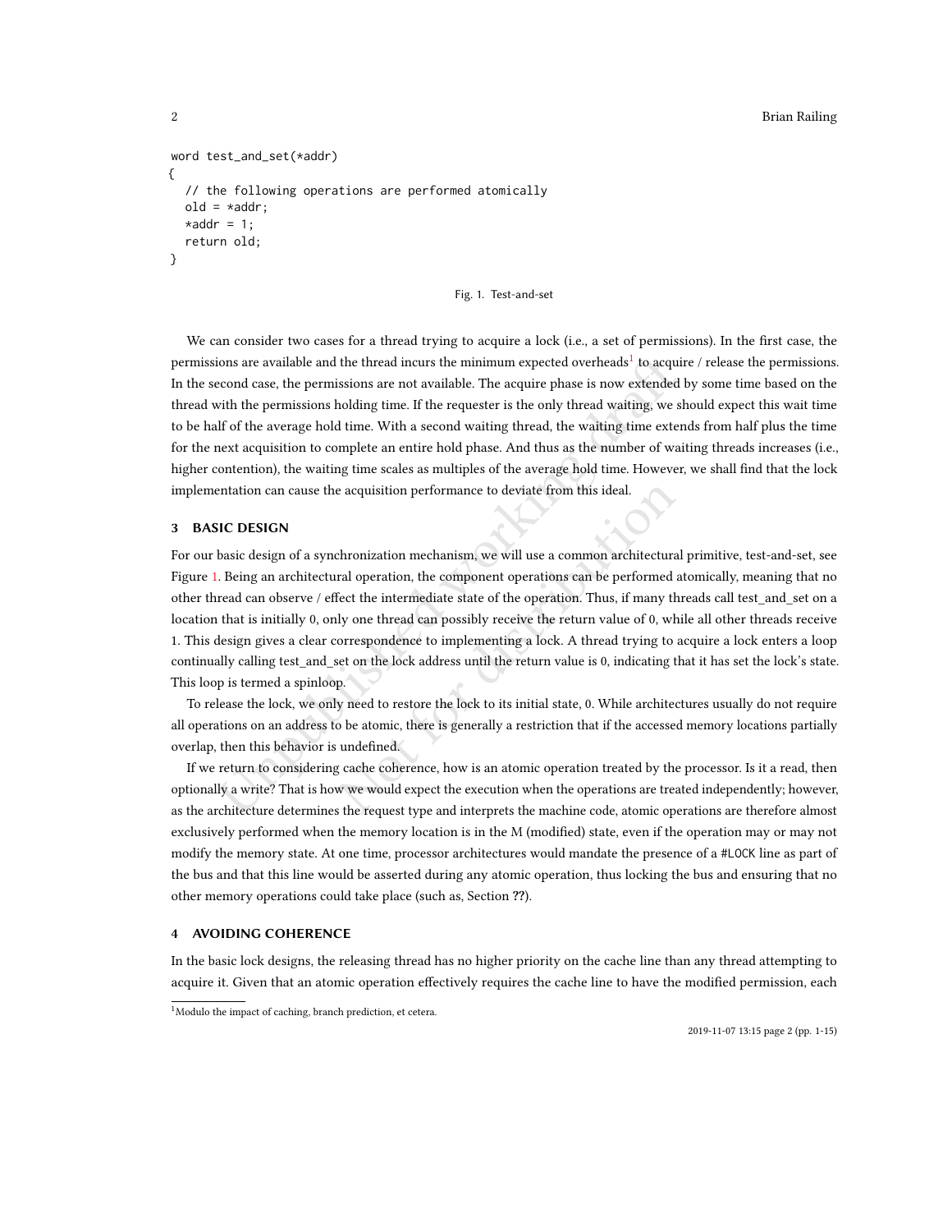```
word test_and_set(*addr)
{
  // the following operations are performed atomically
  old = *addr;
  *addr = 1;
  return old;
}
```

Fig. 1. Test-and-set

We can consider two cases for a thread trying to acquire a lock (i.e., a set of permissions). In the first case, the permissions are available and the thread incurs the minimum expected overheads[1] to acquire / release the permissions. In the second case, the permissions are not available. The acquire phase is now extended by some time based on the thread with the permissions holding time. If the requester is the only thread waiting, we should expect this wait time to be half of the average hold time. With a second waiting thread, the waiting time extends from half plus the time for the next acquisition to complete an entire hold phase. And thus as the number of waiting threads increases (i.e., higher contention), the waiting time scales as multiples of the average hold time. However, we shall find that the lock implementation can cause the acquisition performance to deviate from this ideal.

## 3 BASIC DESIGN

For our basic design of a synchronization mechanism, we will use a common architectural primitive, test-and-set, see Figure 1. Being an architectural operation, the component operations can be performed atomically, meaning that no other thread can observe / effect the intermediate state of the operation. Thus, if many threads call test_and_set on a location that is initially 0, only one thread can possibly receive the return value of 0, while all other threads receive 1. This design gives a clear correspondence to implementing a lock. A thread trying to acquire a lock enters a loop continually calling test_and_set on the lock address until the return value is 0, indicating that it has set the lock's state. This loop is termed a spinloop.

To release the lock, we only need to restore the lock to its initial state, 0. While architectures usually do not require all operations on an address to be atomic, there is generally a restriction that if the accessed memory locations partially overlap, then this behavior is undefined.

If we return to considering cache coherence, how is an atomic operation treated by the processor. Is it a read, then optionally a write? That is how we would expect the execution when the operations are treated independently; however, as the architecture determines the request type and interprets the machine code, atomic operations are therefore almost exclusively performed when the memory location is in the M (modified) state, even if the operation may or may not modify the memory state. At one time, processor architectures would mandate the presence of a #LOCK line as part of the bus and that this line would be asserted during any atomic operation, thus locking the bus and ensuring that no other memory operations could take place (such as, Section ??).

## 4 AVOIDING COHERENCE

In the basic lock designs, the releasing thread has no higher priority on the cache line than any thread attempting to acquire it. Given that an atomic operation effectively requires the cache line to have the modified permission, each

[1] Modulo the impact of caching, branch prediction, et cetera.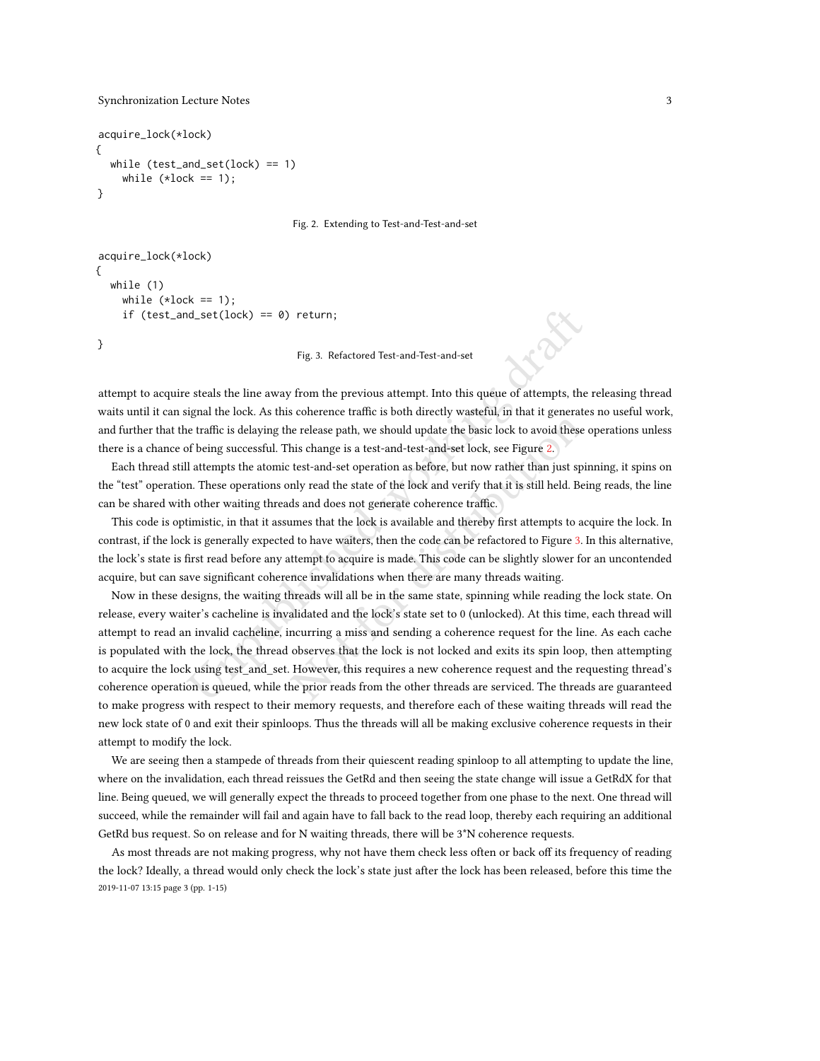```
acquire_lock(*lock)
{
  while (test_and_set(lock) == 1)
    while (*lock == 1);
}
```

Fig. 2. Extending to Test-and-Test-and-set

```
acquire_lock(*lock)
{
  while (1)
    while (*lock == 1);
    if (test_and_set(lock) == 0) return;

}
```

Fig. 3. Refactored Test-and-Test-and-set

attempt to acquire steals the line away from the previous attempt. Into this queue of attempts, the releasing thread waits until it can signal the lock. As this coherence traffic is both directly wasteful, in that it generates no useful work, and further that the traffic is delaying the release path, we should update the basic lock to avoid these operations unless there is a chance of being successful. This change is a test-and-test-and-set lock, see Figure 2.

Each thread still attempts the atomic test-and-set operation as before, but now rather than just spinning, it spins on the "test" operation. These operations only read the state of the lock and verify that it is still held. Being reads, the line can be shared with other waiting threads and does not generate coherence traffic.

This code is optimistic, in that it assumes that the lock is available and thereby first attempts to acquire the lock. In contrast, if the lock is generally expected to have waiters, then the code can be refactored to Figure 3. In this alternative, the lock's state is first read before any attempt to acquire is made. This code can be slightly slower for an uncontended acquire, but can save significant coherence invalidations when there are many threads waiting.

Now in these designs, the waiting threads will all be in the same state, spinning while reading the lock state. On release, every waiter's cacheline is invalidated and the lock's state set to 0 (unlocked). At this time, each thread will attempt to read an invalid cacheline, incurring a miss and sending a coherence request for the line. As each cache is populated with the lock, the thread observes that the lock is not locked and exits its spin loop, then attempting to acquire the lock using test_and_set. However, this requires a new coherence request and the requesting thread's coherence operation is queued, while the prior reads from the other threads are serviced. The threads are guaranteed to make progress with respect to their memory requests, and therefore each of these waiting threads will read the new lock state of 0 and exit their spinloops. Thus the threads will all be making exclusive coherence requests in their attempt to modify the lock.

We are seeing then a stampede of threads from their quiescent reading spinloop to all attempting to update the line, where on the invalidation, each thread reissues the GetRd and then seeing the state change will issue a GetRdX for that line. Being queued, we will generally expect the threads to proceed together from one phase to the next. One thread will succeed, while the remainder will fail and again have to fall back to the read loop, thereby each requiring an additional GetRd bus request. So on release and for N waiting threads, there will be 3*N coherence requests.

As most threads are not making progress, why not have them check less often or back off its frequency of reading the lock? Ideally, a thread would only check the lock's state just after the lock has been released, before this time the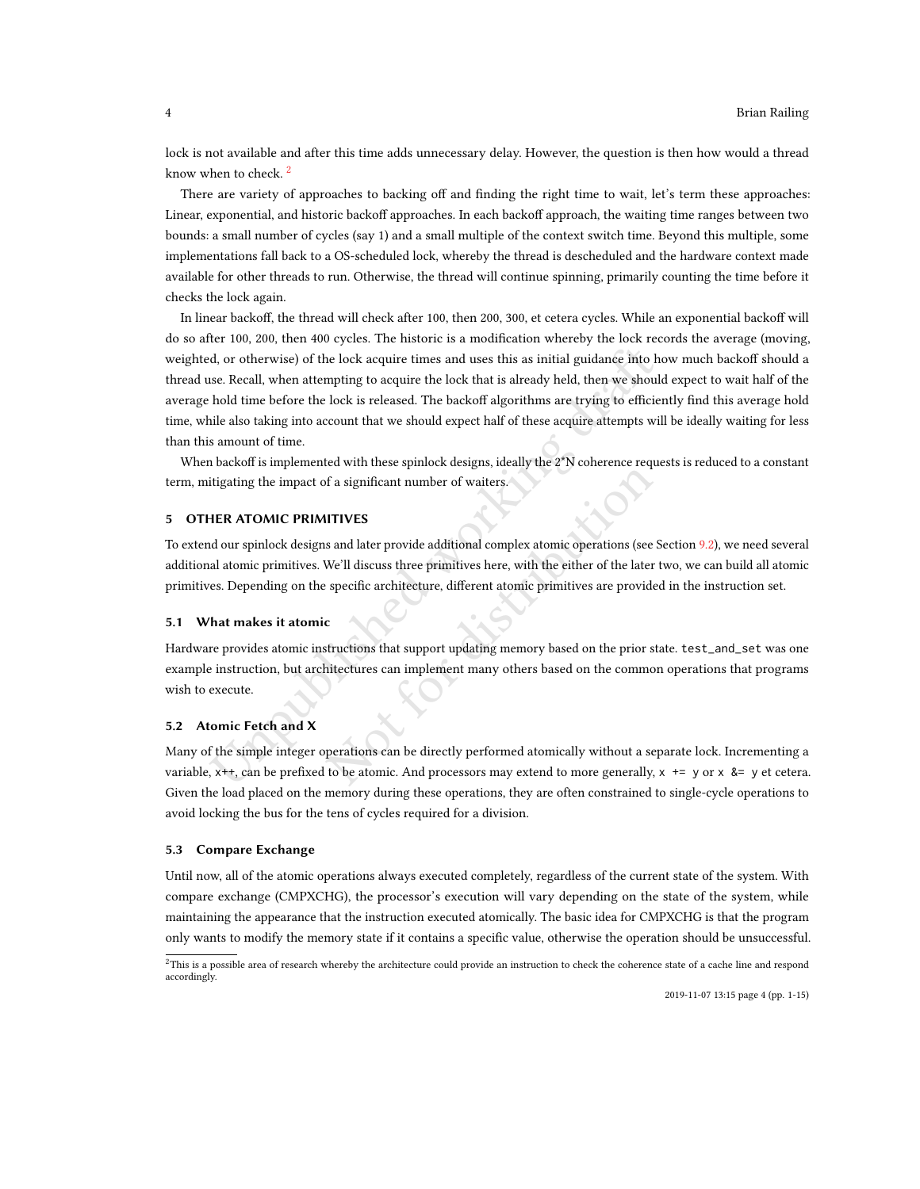lock is not available and after this time adds unnecessary delay. However, the question is then how would a thread know when to check. [2]

There are variety of approaches to backing off and finding the right time to wait, let's term these approaches: Linear, exponential, and historic backoff approaches. In each backoff approach, the waiting time ranges between two bounds: a small number of cycles (say 1) and a small multiple of the context switch time. Beyond this multiple, some implementations fall back to a OS-scheduled lock, whereby the thread is descheduled and the hardware context made available for other threads to run. Otherwise, the thread will continue spinning, primarily counting the time before it checks the lock again.

In linear backoff, the thread will check after 100, then 200, 300, et cetera cycles. While an exponential backoff will do so after 100, 200, then 400 cycles. The historic is a modification whereby the lock records the average (moving, weighted, or otherwise) of the lock acquire times and uses this as initial guidance into how much backoff should a thread use. Recall, when attempting to acquire the lock that is already held, then we should expect to wait half of the average hold time before the lock is released. The backoff algorithms are trying to efficiently find this average hold time, while also taking into account that we should expect half of these acquire attempts will be ideally waiting for less than this amount of time.

When backoff is implemented with these spinlock designs, ideally the 2*N coherence requests is reduced to a constant term, mitigating the impact of a significant number of waiters.

## 5 OTHER ATOMIC PRIMITIVES

To extend our spinlock designs and later provide additional complex atomic operations (see Section 9.2), we need several additional atomic primitives. We'll discuss three primitives here, with the either of the later two, we can build all atomic primitives. Depending on the specific architecture, different atomic primitives are provided in the instruction set.

### 5.1 What makes it atomic

Hardware provides atomic instructions that support updating memory based on the prior state. `test_and_set` was one example instruction, but architectures can implement many others based on the common operations that programs wish to execute.

### 5.2 Atomic Fetch and X

Many of the simple integer operations can be directly performed atomically without a separate lock. Incrementing a variable, `x++`, can be prefixed to be atomic. And processors may extend to more generally, `x += y` or `x &= y` et cetera. Given the load placed on the memory during these operations, they are often constrained to single-cycle operations to avoid locking the bus for the tens of cycles required for a division.

### 5.3 Compare Exchange

Until now, all of the atomic operations always executed completely, regardless of the current state of the system. With compare exchange (CMPXCHG), the processor's execution will vary depending on the state of the system, while maintaining the appearance that the instruction executed atomically. The basic idea for CMPXCHG is that the program only wants to modify the memory state if it contains a specific value, otherwise the operation should be unsuccessful.

[2] This is a possible area of research whereby the architecture could provide an instruction to check the coherence state of a cache line and respond accordingly.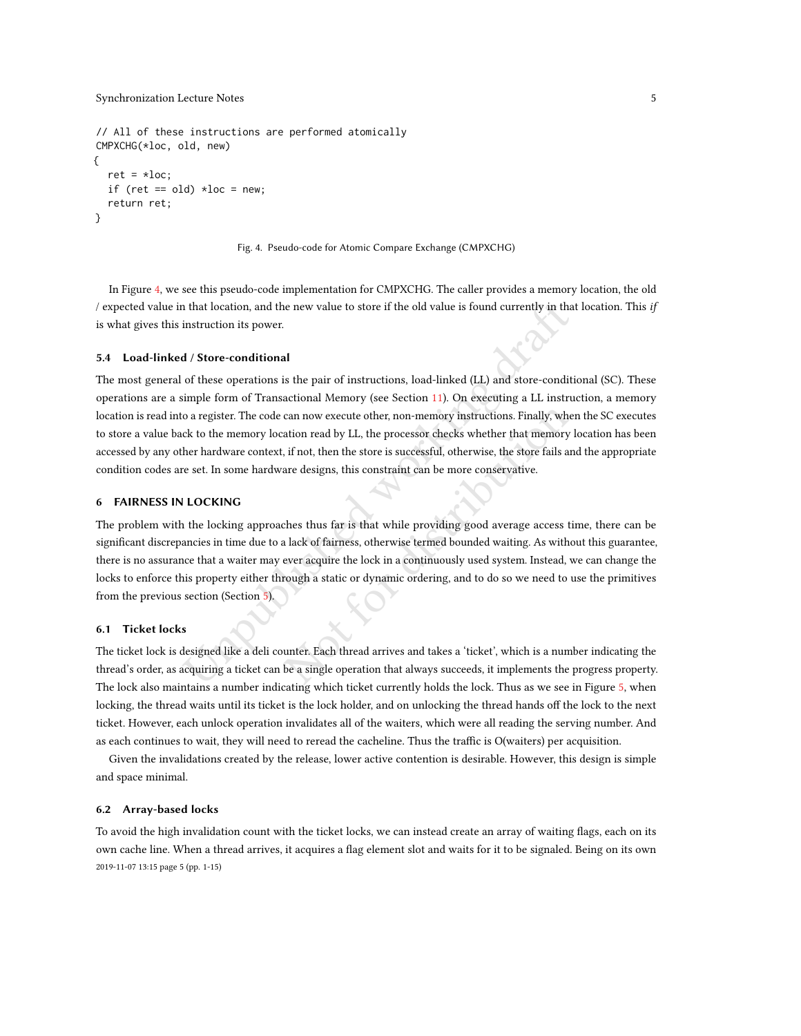```
// All of these instructions are performed atomically
CMPXCHG(*loc, old, new)
{
  ret = *loc;
  if (ret == old) *loc = new;
  return ret;
}
```

Fig. 4. Pseudo-code for Atomic Compare Exchange (CMPXCHG)

In Figure 4, we see this pseudo-code implementation for CMPXCHG. The caller provides a memory location, the old / expected value in that location, and the new value to store if the old value is found currently in that location. This *if* is what gives this instruction its power.

### 5.4 Load-linked / Store-conditional

The most general of these operations is the pair of instructions, load-linked (LL) and store-conditional (SC). These operations are a simple form of Transactional Memory (see Section 11). On executing a LL instruction, a memory location is read into a register. The code can now execute other, non-memory instructions. Finally, when the SC executes to store a value back to the memory location read by LL, the processor checks whether that memory location has been accessed by any other hardware context, if not, then the store is successful, otherwise, the store fails and the appropriate condition codes are set. In some hardware designs, this constraint can be more conservative.

## 6 FAIRNESS IN LOCKING

The problem with the locking approaches thus far is that while providing good average access time, there can be significant discrepancies in time due to a lack of fairness, otherwise termed bounded waiting. As without this guarantee, there is no assurance that a waiter may ever acquire the lock in a continuously used system. Instead, we can change the locks to enforce this property either through a static or dynamic ordering, and to do so we need to use the primitives from the previous section (Section 5).

### 6.1 Ticket locks

The ticket lock is designed like a deli counter. Each thread arrives and takes a 'ticket', which is a number indicating the thread's order, as acquiring a ticket can be a single operation that always succeeds, it implements the progress property. The lock also maintains a number indicating which ticket currently holds the lock. Thus as we see in Figure 5, when locking, the thread waits until its ticket is the lock holder, and on unlocking the thread hands off the lock to the next ticket. However, each unlock operation invalidates all of the waiters, which were all reading the serving number. And as each continues to wait, they will need to reread the cacheline. Thus the traffic is O(waiters) per acquisition.

Given the invalidations created by the release, lower active contention is desirable. However, this design is simple and space minimal.

### 6.2 Array-based locks

To avoid the high invalidation count with the ticket locks, we can instead create an array of waiting flags, each on its own cache line. When a thread arrives, it acquires a flag element slot and waits for it to be signaled. Being on its own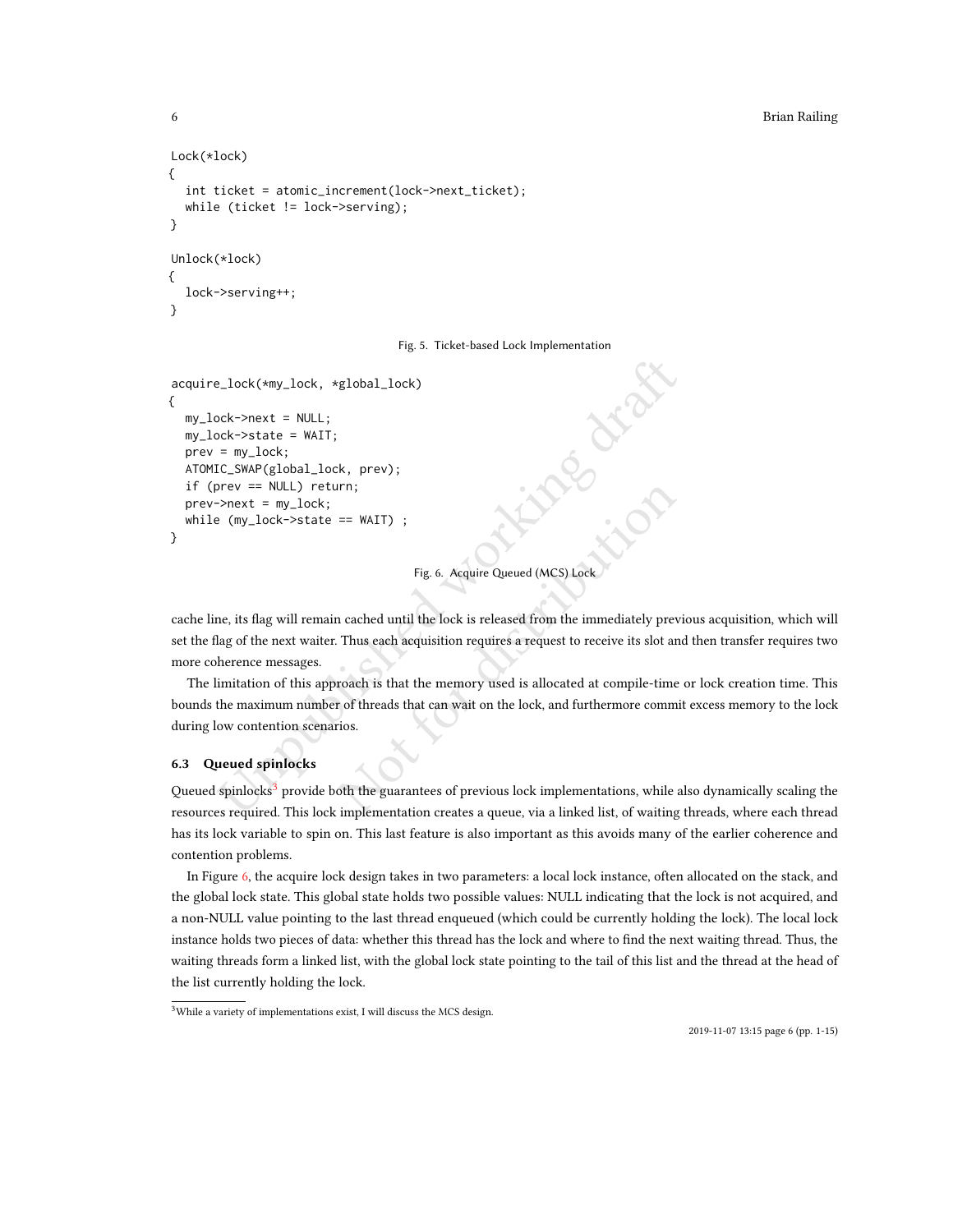```
Lock(*lock)
{
  int ticket = atomic_increment(lock->next_ticket);
  while (ticket != lock->serving);
}

Unlock(*lock)
{
  lock->serving++;
}
```

Fig. 5. Ticket-based Lock Implementation

```
acquire_lock(*my_lock, *global_lock)
{
  my_lock->next = NULL;
  my_lock->state = WAIT;
  prev = my_lock;
  ATOMIC_SWAP(global_lock, prev);
  if (prev == NULL) return;
  prev->next = my_lock;
  while (my_lock->state == WAIT) ;
}
```

Fig. 6. Acquire Queued (MCS) Lock

cache line, its flag will remain cached until the lock is released from the immediately previous acquisition, which will set the flag of the next waiter. Thus each acquisition requires a request to receive its slot and then transfer requires two more coherence messages.

The limitation of this approach is that the memory used is allocated at compile-time or lock creation time. This bounds the maximum number of threads that can wait on the lock, and furthermore commit excess memory to the lock during low contention scenarios.

### 6.3 Queued spinlocks

Queued spinlocks[3] provide both the guarantees of previous lock implementations, while also dynamically scaling the resources required. This lock implementation creates a queue, via a linked list, of waiting threads, where each thread has its lock variable to spin on. This last feature is also important as this avoids many of the earlier coherence and contention problems.

In Figure 6, the acquire lock design takes in two parameters: a local lock instance, often allocated on the stack, and the global lock state. This global state holds two possible values: NULL indicating that the lock is not acquired, and a non-NULL value pointing to the last thread enqueued (which could be currently holding the lock). The local lock instance holds two pieces of data: whether this thread has the lock and where to find the next waiting thread. Thus, the waiting threads form a linked list, with the global lock state pointing to the tail of this list and the thread at the head of the list currently holding the lock.

[3] While a variety of implementations exist, I will discuss the MCS design.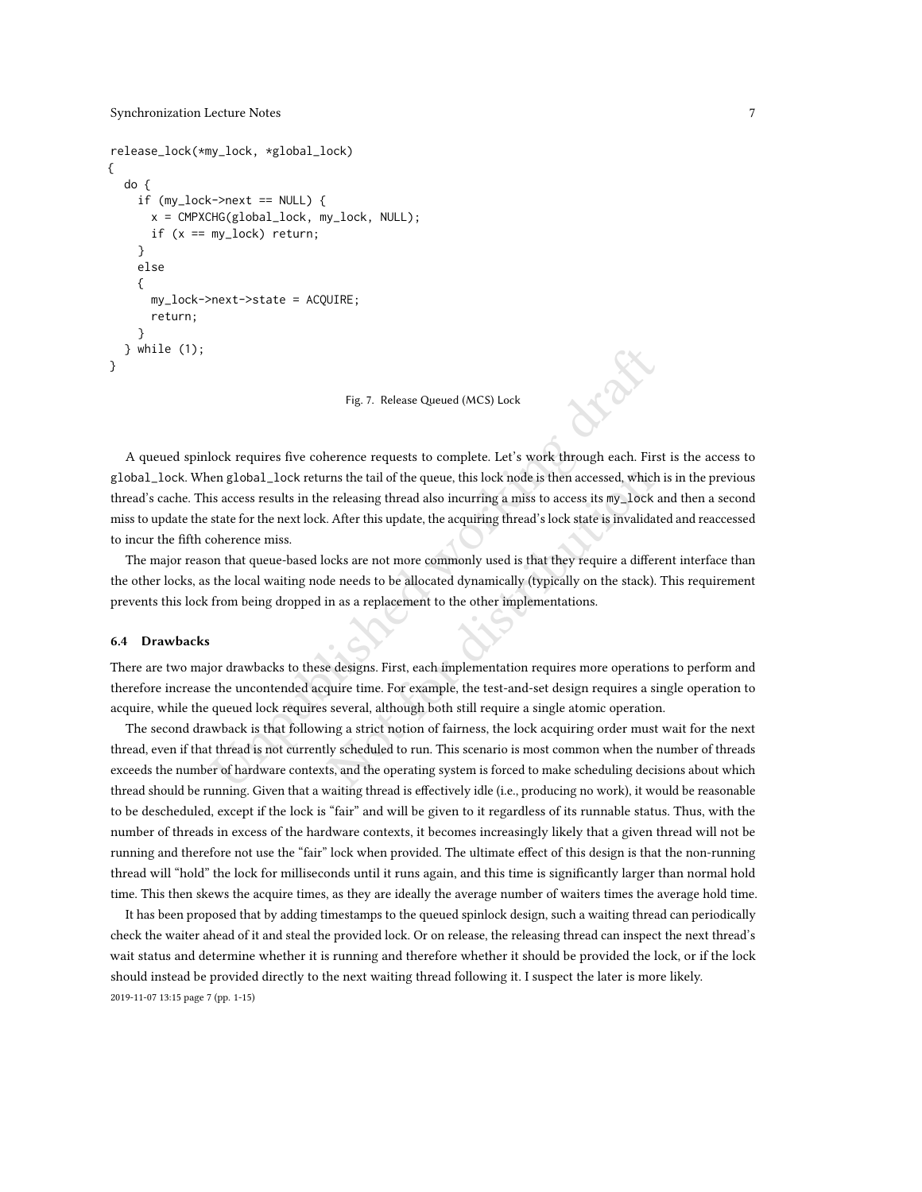```
release_lock(*my_lock, *global_lock)
{
  do {
    if (my_lock->next == NULL) {
      x = CMPXCHG(global_lock, my_lock, NULL);
      if (x == my_lock) return;
    }
    else
    {
      my_lock->next->state = ACQUIRE;
      return;
    }
  } while (1);
}
```

Fig. 7. Release Queued (MCS) Lock

A queued spinlock requires five coherence requests to complete. Let's work through each. First is the access to `global_lock`. When `global_lock` returns the tail of the queue, this lock node is then accessed, which is in the previous thread's cache. This access results in the releasing thread also incurring a miss to access its `my_lock` and then a second miss to update the state for the next lock. After this update, the acquiring thread's lock state is invalidated and reaccessed to incur the fifth coherence miss.

The major reason that queue-based locks are not more commonly used is that they require a different interface than the other locks, as the local waiting node needs to be allocated dynamically (typically on the stack). This requirement prevents this lock from being dropped in as a replacement to the other implementations.

### 6.4 Drawbacks

There are two major drawbacks to these designs. First, each implementation requires more operations to perform and therefore increase the uncontended acquire time. For example, the test-and-set design requires a single operation to acquire, while the queued lock requires several, although both still require a single atomic operation.

The second drawback is that following a strict notion of fairness, the lock acquiring order must wait for the next thread, even if that thread is not currently scheduled to run. This scenario is most common when the number of threads exceeds the number of hardware contexts, and the operating system is forced to make scheduling decisions about which thread should be running. Given that a waiting thread is effectively idle (i.e., producing no work), it would be reasonable to be descheduled, except if the lock is "fair" and will be given to it regardless of its runnable status. Thus, with the number of threads in excess of the hardware contexts, it becomes increasingly likely that a given thread will not be running and therefore not use the "fair" lock when provided. The ultimate effect of this design is that the non-running thread will "hold" the lock for milliseconds until it runs again, and this time is significantly larger than normal hold time. This then skews the acquire times, as they are ideally the average number of waiters times the average hold time.

It has been proposed that by adding timestamps to the queued spinlock design, such a waiting thread can periodically check the waiter ahead of it and steal the provided lock. Or on release, the releasing thread can inspect the next thread's wait status and determine whether it is running and therefore whether it should be provided the lock, or if the lock should instead be provided directly to the next waiting thread following it. I suspect the later is more likely.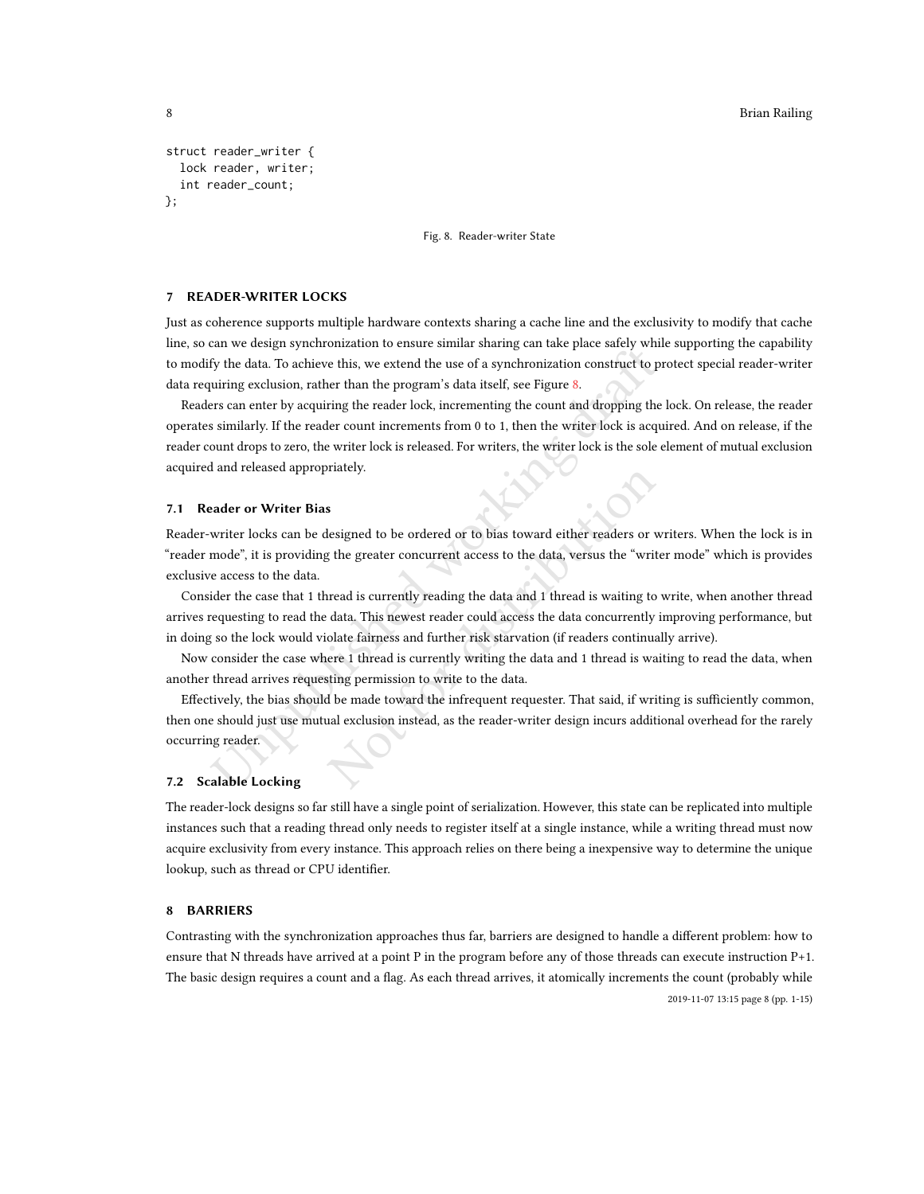```
struct reader_writer {
  lock reader, writer;
  int reader_count;
};
```

Fig. 8. Reader-writer State

## 7 READER-WRITER LOCKS

Just as coherence supports multiple hardware contexts sharing a cache line and the exclusivity to modify that cache line, so can we design synchronization to ensure similar sharing can take place safely while supporting the capability to modify the data. To achieve this, we extend the use of a synchronization construct to protect special reader-writer data requiring exclusion, rather than the program's data itself, see Figure 8.

Readers can enter by acquiring the reader lock, incrementing the count and dropping the lock. On release, the reader operates similarly. If the reader count increments from 0 to 1, then the writer lock is acquired. And on release, if the reader count drops to zero, the writer lock is released. For writers, the writer lock is the sole element of mutual exclusion acquired and released appropriately.

### 7.1 Reader or Writer Bias

Reader-writer locks can be designed to be ordered or to bias toward either readers or writers. When the lock is in "reader mode", it is providing the greater concurrent access to the data, versus the "writer mode" which is provides exclusive access to the data.

Consider the case that 1 thread is currently reading the data and 1 thread is waiting to write, when another thread arrives requesting to read the data. This newest reader could access the data concurrently improving performance, but in doing so the lock would violate fairness and further risk starvation (if readers continually arrive).

Now consider the case where 1 thread is currently writing the data and 1 thread is waiting to read the data, when another thread arrives requesting permission to write to the data.

Effectively, the bias should be made toward the infrequent requester. That said, if writing is sufficiently common, then one should just use mutual exclusion instead, as the reader-writer design incurs additional overhead for the rarely occurring reader.

### 7.2 Scalable Locking

The reader-lock designs so far still have a single point of serialization. However, this state can be replicated into multiple instances such that a reading thread only needs to register itself at a single instance, while a writing thread must now acquire exclusivity from every instance. This approach relies on there being a inexpensive way to determine the unique lookup, such as thread or CPU identifier.

## 8 BARRIERS

Contrasting with the synchronization approaches thus far, barriers are designed to handle a different problem: how to ensure that N threads have arrived at a point P in the program before any of those threads can execute instruction P+1. The basic design requires a count and a flag. As each thread arrives, it atomically increments the count (probably while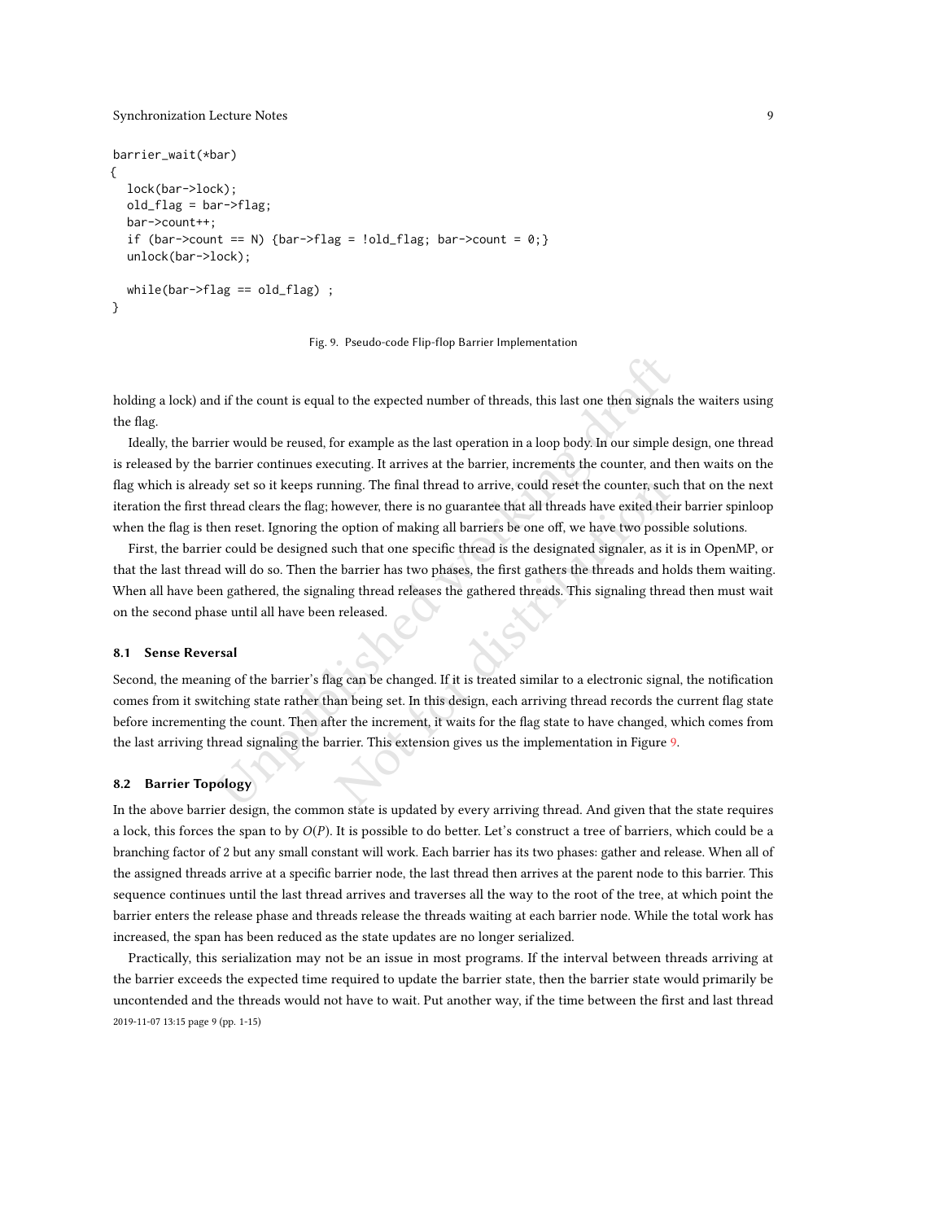```
barrier_wait(*bar)
{
  lock(bar->lock);
  old_flag = bar->flag;
  bar->count++;
  if (bar->count == N) {bar->flag = !old_flag; bar->count = 0;}
  unlock(bar->lock);

  while(bar->flag == old_flag) ;
}
```

Fig. 9. Pseudo-code Flip-flop Barrier Implementation

holding a lock) and if the count is equal to the expected number of threads, this last one then signals the waiters using the flag.

Ideally, the barrier would be reused, for example as the last operation in a loop body. In our simple design, one thread is released by the barrier continues executing. It arrives at the barrier, increments the counter, and then waits on the flag which is already set so it keeps running. The final thread to arrive, could reset the counter, such that on the next iteration the first thread clears the flag; however, there is no guarantee that all threads have exited their barrier spinloop when the flag is then reset. Ignoring the option of making all barriers be one off, we have two possible solutions.

First, the barrier could be designed such that one specific thread is the designated signaler, as it is in OpenMP, or that the last thread will do so. Then the barrier has two phases, the first gathers the threads and holds them waiting. When all have been gathered, the signaling thread releases the gathered threads. This signaling thread then must wait on the second phase until all have been released.

### 8.1 Sense Reversal

Second, the meaning of the barrier's flag can be changed. If it is treated similar to a electronic signal, the notification comes from it switching state rather than being set. In this design, each arriving thread records the current flag state before incrementing the count. Then after the increment, it waits for the flag state to have changed, which comes from the last arriving thread signaling the barrier. This extension gives us the implementation in Figure 9.

### 8.2 Barrier Topology

In the above barrier design, the common state is updated by every arriving thread. And given that the state requires a lock, this forces the span to by $O(P)$. It is possible to do better. Let's construct a tree of barriers, which could be a branching factor of 2 but any small constant will work. Each barrier has its two phases: gather and release. When all of the assigned threads arrive at a specific barrier node, the last thread then arrives at the parent node to this barrier. This sequence continues until the last thread arrives and traverses all the way to the root of the tree, at which point the barrier enters the release phase and threads release the threads waiting at each barrier node. While the total work has increased, the span has been reduced as the state updates are no longer serialized.

Practically, this serialization may not be an issue in most programs. If the interval between threads arriving at the barrier exceeds the expected time required to update the barrier state, then the barrier state would primarily be uncontended and the threads would not have to wait. Put another way, if the time between the first and last thread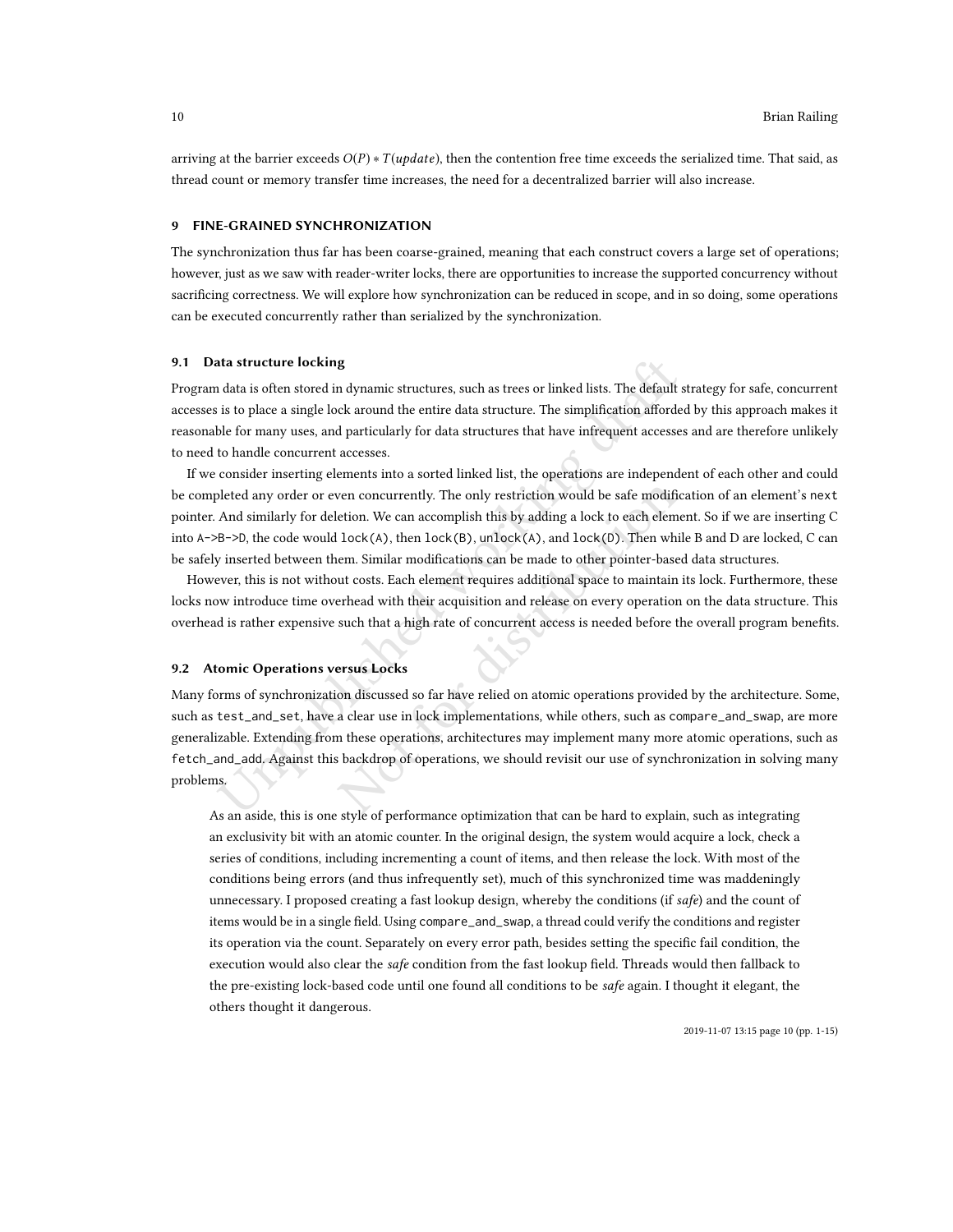arriving at the barrier exceeds $O(P) * T(update)$, then the contention free time exceeds the serialized time. That said, as thread count or memory transfer time increases, the need for a decentralized barrier will also increase.

## 9 FINE-GRAINED SYNCHRONIZATION

The synchronization thus far has been coarse-grained, meaning that each construct covers a large set of operations; however, just as we saw with reader-writer locks, there are opportunities to increase the supported concurrency without sacrificing correctness. We will explore how synchronization can be reduced in scope, and in so doing, some operations can be executed concurrently rather than serialized by the synchronization.

### 9.1 Data structure locking

Program data is often stored in dynamic structures, such as trees or linked lists. The default strategy for safe, concurrent accesses is to place a single lock around the entire data structure. The simplification afforded by this approach makes it reasonable for many uses, and particularly for data structures that have infrequent accesses and are therefore unlikely to need to handle concurrent accesses.

If we consider inserting elements into a sorted linked list, the operations are independent of each other and could be completed any order or even concurrently. The only restriction would be safe modification of an element's `next` pointer. And similarly for deletion. We can accomplish this by adding a lock to each element. So if we are inserting C into `A->B->D`, the code would `lock(A)`, then `lock(B)`, `unlock(A)`, and `lock(D)`. Then while B and D are locked, C can be safely inserted between them. Similar modifications can be made to other pointer-based data structures.

However, this is not without costs. Each element requires additional space to maintain its lock. Furthermore, these locks now introduce time overhead with their acquisition and release on every operation on the data structure. This overhead is rather expensive such that a high rate of concurrent access is needed before the overall program benefits.

### 9.2 Atomic Operations versus Locks

Many forms of synchronization discussed so far have relied on atomic operations provided by the architecture. Some, such as `test_and_set`, have a clear use in lock implementations, while others, such as `compare_and_swap`, are more generalizable. Extending from these operations, architectures may implement many more atomic operations, such as `fetch_and_add`. Against this backdrop of operations, we should revisit our use of synchronization in solving many problems.

> As an aside, this is one style of performance optimization that can be hard to explain, such as integrating an exclusivity bit with an atomic counter. In the original design, the system would acquire a lock, check a series of conditions, including incrementing a count of items, and then release the lock. With most of the conditions being errors (and thus infrequently set), much of this synchronized time was maddeningly unnecessary. I proposed creating a fast lookup design, whereby the conditions (if *safe*) and the count of items would be in a single field. Using `compare_and_swap`, a thread could verify the conditions and register its operation via the count. Separately on every error path, besides setting the specific fail condition, the execution would also clear the *safe* condition from the fast lookup field. Threads would then fallback to the pre-existing lock-based code until one found all conditions to be *safe* again. I thought it elegant, the others thought it dangerous.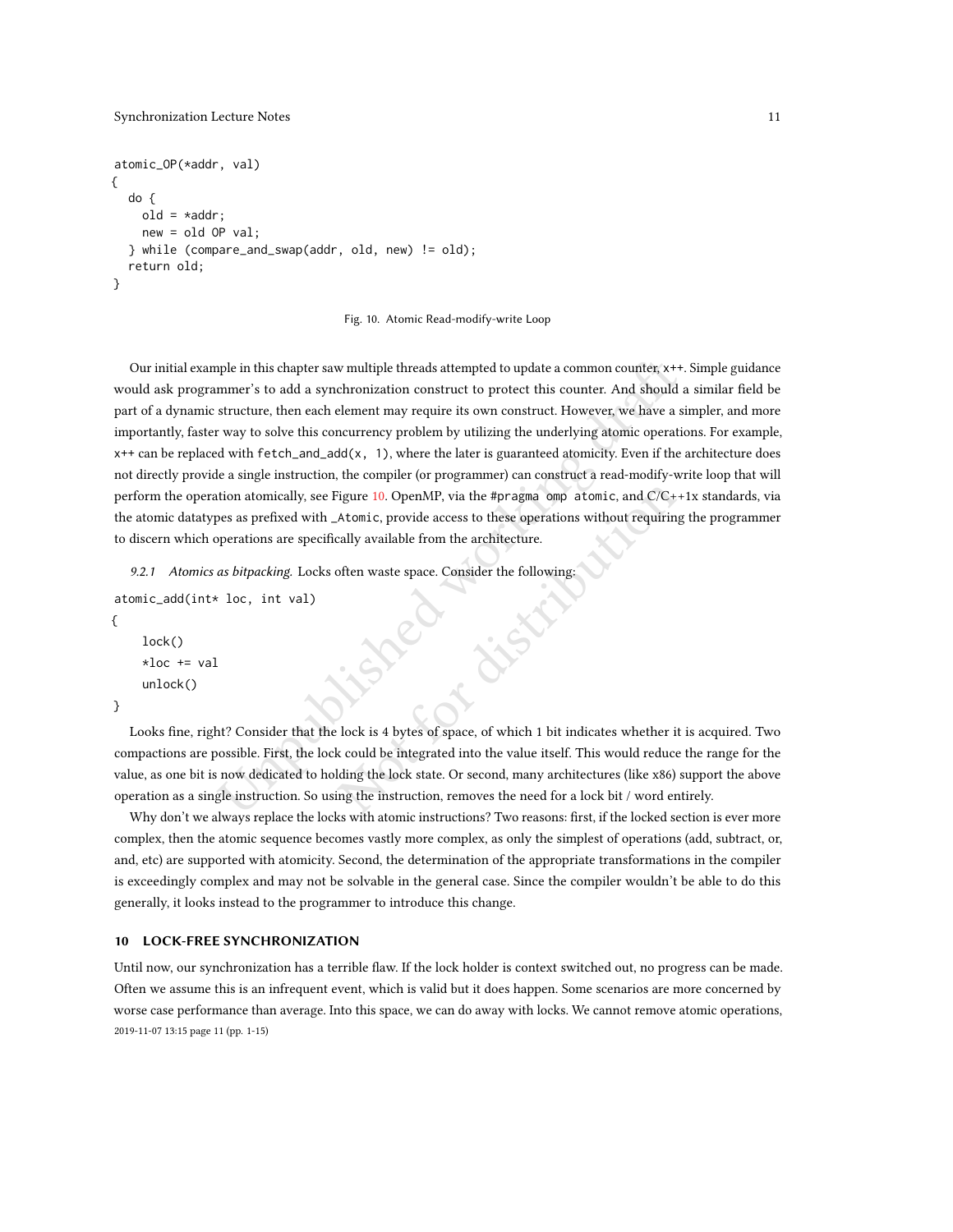```
atomic_OP(*addr, val)
{
  do {
    old = *addr;
    new = old OP val;
  } while (compare_and_swap(addr, old, new) != old);
  return old;
}
```

Fig. 10. Atomic Read-modify-write Loop

Our initial example in this chapter saw multiple threads attempted to update a common counter, `x++`. Simple guidance would ask programmer's to add a synchronization construct to protect this counter. And should a similar field be part of a dynamic structure, then each element may require its own construct. However, we have a simpler, and more importantly, faster way to solve this concurrency problem by utilizing the underlying atomic operations. For example, `x++` can be replaced with `fetch_and_add(x, 1)`, where the later is guaranteed atomicity. Even if the architecture does not directly provide a single instruction, the compiler (or programmer) can construct a read-modify-write loop that will perform the operation atomically, see Figure 10. OpenMP, via the `#pragma omp atomic`, and C/C++1x standards, via the atomic datatypes as prefixed with `_Atomic`, provide access to these operations without requiring the programmer to discern which operations are specifically available from the architecture.

*9.2.1 Atomics as bitpacking.* Locks often waste space. Consider the following:

```
atomic_add(int* loc, int val)
{
    lock()
    *loc += val
    unlock()
}
```

Looks fine, right? Consider that the lock is 4 bytes of space, of which 1 bit indicates whether it is acquired. Two compactions are possible. First, the lock could be integrated into the value itself. This would reduce the range for the value, as one bit is now dedicated to holding the lock state. Or second, many architectures (like x86) support the above operation as a single instruction. So using the instruction, removes the need for a lock bit / word entirely.

Why don't we always replace the locks with atomic instructions? Two reasons: first, if the locked section is ever more complex, then the atomic sequence becomes vastly more complex, as only the simplest of operations (add, subtract, or, and, etc) are supported with atomicity. Second, the determination of the appropriate transformations in the compiler is exceedingly complex and may not be solvable in the general case. Since the compiler wouldn't be able to do this generally, it looks instead to the programmer to introduce this change.

## 10 LOCK-FREE SYNCHRONIZATION

Until now, our synchronization has a terrible flaw. If the lock holder is context switched out, no progress can be made. Often we assume this is an infrequent event, which is valid but it does happen. Some scenarios are more concerned by worse case performance than average. Into this space, we can do away with locks. We cannot remove atomic operations,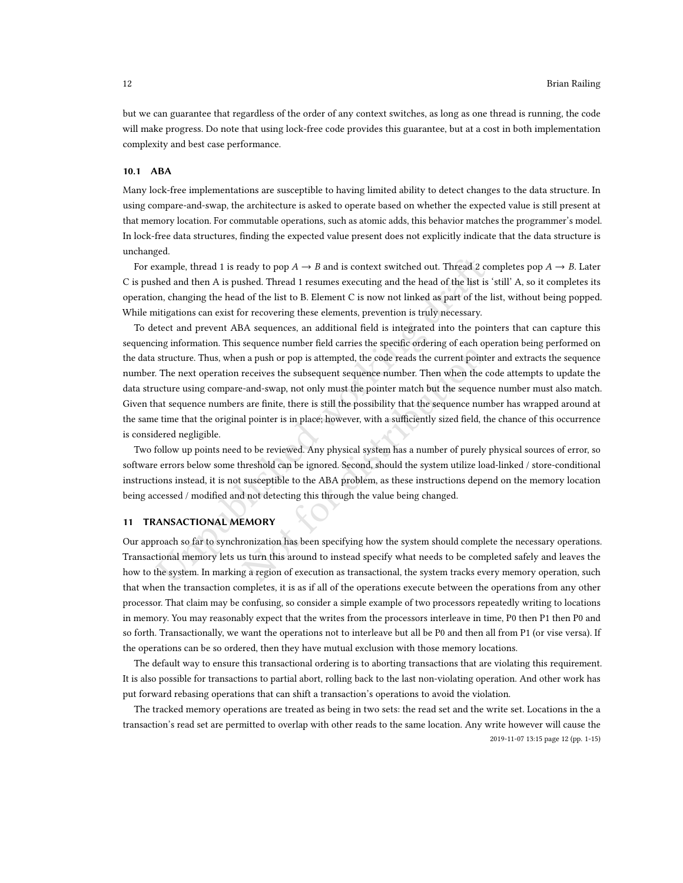but we can guarantee that regardless of the order of any context switches, as long as one thread is running, the code will make progress. Do note that using lock-free code provides this guarantee, but at a cost in both implementation complexity and best case performance.

### 10.1 ABA

Many lock-free implementations are susceptible to having limited ability to detect changes to the data structure. In using compare-and-swap, the architecture is asked to operate based on whether the expected value is still present at that memory location. For commutable operations, such as atomic adds, this behavior matches the programmer's model. In lock-free data structures, finding the expected value present does not explicitly indicate that the data structure is unchanged.

For example, thread 1 is ready to pop $A \rightarrow B$ and is context switched out. Thread 2 completes pop $A \rightarrow B$. Later C is pushed and then A is pushed. Thread 1 resumes executing and the head of the list is 'still' A, so it completes its operation, changing the head of the list to B. Element C is now not linked as part of the list, without being popped. While mitigations can exist for recovering these elements, prevention is truly necessary.

To detect and prevent ABA sequences, an additional field is integrated into the pointers that can capture this sequencing information. This sequence number field carries the specific ordering of each operation being performed on the data structure. Thus, when a push or pop is attempted, the code reads the current pointer and extracts the sequence number. The next operation receives the subsequent sequence number. Then when the code attempts to update the data structure using compare-and-swap, not only must the pointer match but the sequence number must also match. Given that sequence numbers are finite, there is still the possibility that the sequence number has wrapped around at the same time that the original pointer is in place; however, with a sufficiently sized field, the chance of this occurrence is considered negligible.

Two follow up points need to be reviewed. Any physical system has a number of purely physical sources of error, so software errors below some threshold can be ignored. Second, should the system utilize load-linked / store-conditional instructions instead, it is not susceptible to the ABA problem, as these instructions depend on the memory location being accessed / modified and not detecting this through the value being changed.

## 11 TRANSACTIONAL MEMORY

Our approach so far to synchronization has been specifying how the system should complete the necessary operations. Transactional memory lets us turn this around to instead specify what needs to be completed safely and leaves the how to the system. In marking a region of execution as transactional, the system tracks every memory operation, such that when the transaction completes, it is as if all of the operations execute between the operations from any other processor. That claim may be confusing, so consider a simple example of two processors repeatedly writing to locations in memory. You may reasonably expect that the writes from the processors interleave in time, P0 then P1 then P0 and so forth. Transactionally, we want the operations not to interleave but all be P0 and then all from P1 (or vise versa). If the operations can be so ordered, then they have mutual exclusion with those memory locations.

The default way to ensure this transactional ordering is to aborting transactions that are violating this requirement. It is also possible for transactions to partial abort, rolling back to the last non-violating operation. And other work has put forward rebasing operations that can shift a transaction's operations to avoid the violation.

The tracked memory operations are treated as being in two sets: the read set and the write set. Locations in the a transaction's read set are permitted to overlap with other reads to the same location. Any write however will cause the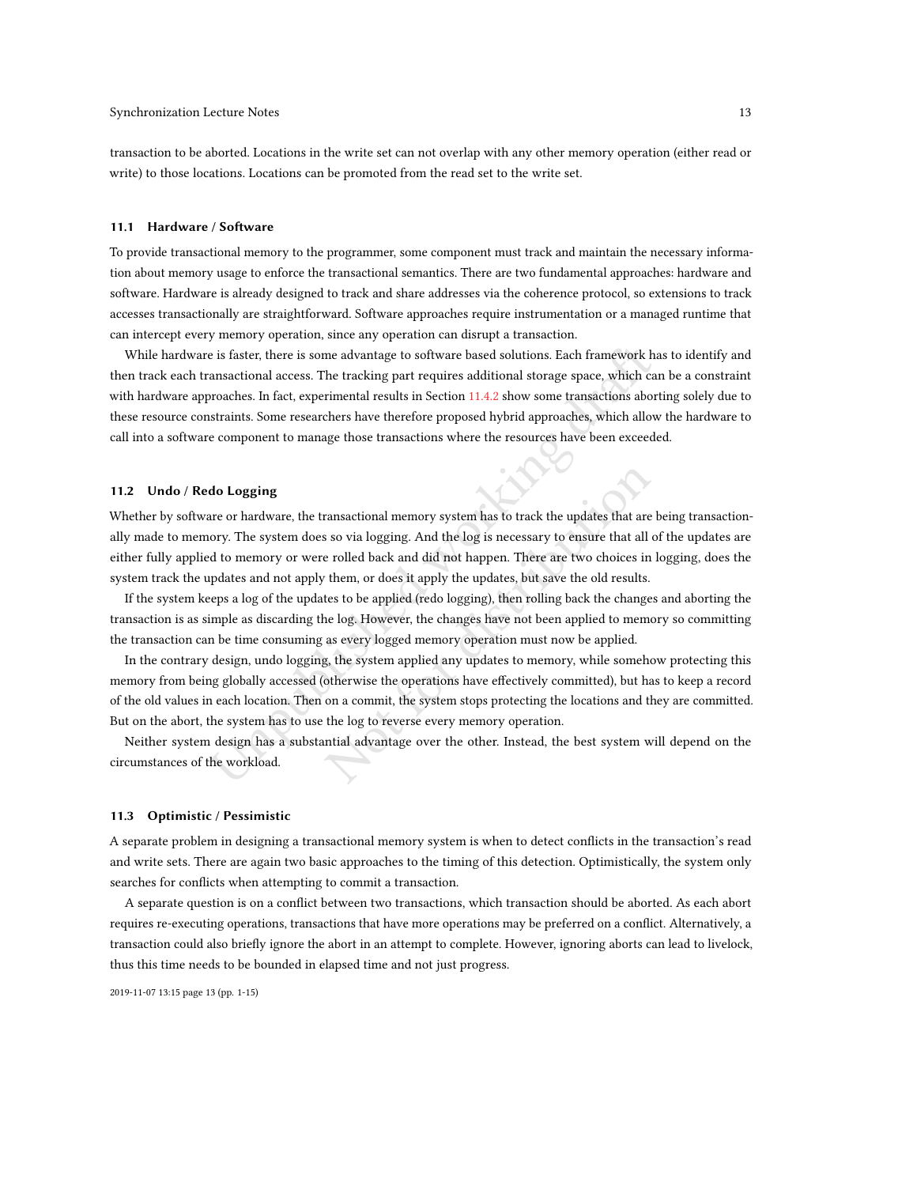transaction to be aborted. Locations in the write set can not overlap with any other memory operation (either read or write) to those locations. Locations can be promoted from the read set to the write set.

### 11.1 Hardware / Software

To provide transactional memory to the programmer, some component must track and maintain the necessary information about memory usage to enforce the transactional semantics. There are two fundamental approaches: hardware and software. Hardware is already designed to track and share addresses via the coherence protocol, so extensions to track accesses transactionally are straightforward. Software approaches require instrumentation or a managed runtime that can intercept every memory operation, since any operation can disrupt a transaction.

While hardware is faster, there is some advantage to software based solutions. Each framework has to identify and then track each transactional access. The tracking part requires additional storage space, which can be a constraint with hardware approaches. In fact, experimental results in Section 11.4.2 show some transactions aborting solely due to these resource constraints. Some researchers have therefore proposed hybrid approaches, which allow the hardware to call into a software component to manage those transactions where the resources have been exceeded.

### 11.2 Undo / Redo Logging

Whether by software or hardware, the transactional memory system has to track the updates that are being transactionally made to memory. The system does so via logging. And the log is necessary to ensure that all of the updates are either fully applied to memory or were rolled back and did not happen. There are two choices in logging, does the system track the updates and not apply them, or does it apply the updates, but save the old results.

If the system keeps a log of the updates to be applied (redo logging), then rolling back the changes and aborting the transaction is as simple as discarding the log. However, the changes have not been applied to memory so committing the transaction can be time consuming as every logged memory operation must now be applied.

In the contrary design, undo logging, the system applied any updates to memory, while somehow protecting this memory from being globally accessed (otherwise the operations have effectively committed), but has to keep a record of the old values in each location. Then on a commit, the system stops protecting the locations and they are committed. But on the abort, the system has to use the log to reverse every memory operation.

Neither system design has a substantial advantage over the other. Instead, the best system will depend on the circumstances of the workload.

### 11.3 Optimistic / Pessimistic

A separate problem in designing a transactional memory system is when to detect conflicts in the transaction's read and write sets. There are again two basic approaches to the timing of this detection. Optimistically, the system only searches for conflicts when attempting to commit a transaction.

A separate question is on a conflict between two transactions, which transaction should be aborted. As each abort requires re-executing operations, transactions that have more operations may be preferred on a conflict. Alternatively, a transaction could also briefly ignore the abort in an attempt to complete. However, ignoring aborts can lead to livelock, thus this time needs to be bounded in elapsed time and not just progress.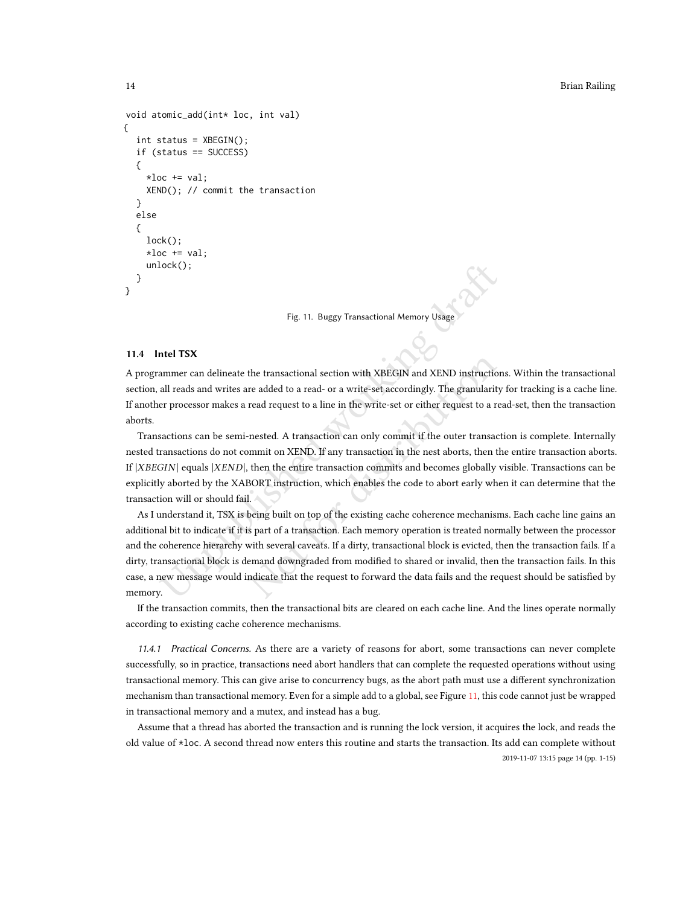```
void atomic_add(int* loc, int val)
{
  int status = XBEGIN();
  if (status == SUCCESS)
  {
    *loc += val;
    XEND(); // commit the transaction
  }
  else
  {
    lock();
    *loc += val;
    unlock();
  }
}
```

Fig. 11. Buggy Transactional Memory Usage

### 11.4 Intel TSX

A programmer can delineate the transactional section with XBEGIN and XEND instructions. Within the transactional section, all reads and writes are added to a read- or a write-set accordingly. The granularity for tracking is a cache line. If another processor makes a read request to a line in the write-set or either request to a read-set, then the transaction aborts.

Transactions can be semi-nested. A transaction can only commit if the outer transaction is complete. Internally nested transactions do not commit on XEND. If any transaction in the nest aborts, then the entire transaction aborts. If $|XBEGIN|$ equals $|XEND|$, then the entire transaction commits and becomes globally visible. Transactions can be explicitly aborted by the XABORT instruction, which enables the code to abort early when it can determine that the transaction will or should fail.

As I understand it, TSX is being built on top of the existing cache coherence mechanisms. Each cache line gains an additional bit to indicate if it is part of a transaction. Each memory operation is treated normally between the processor and the coherence hierarchy with several caveats. If a dirty, transactional block is evicted, then the transaction fails. If a dirty, transactional block is demand downgraded from modified to shared or invalid, then the transaction fails. In this case, a new message would indicate that the request to forward the data fails and the request should be satisfied by memory.

If the transaction commits, then the transactional bits are cleared on each cache line. And the lines operate normally according to existing cache coherence mechanisms.

*11.4.1 Practical Concerns.* As there are a variety of reasons for abort, some transactions can never complete successfully, so in practice, transactions need abort handlers that can complete the requested operations without using transactional memory. This can give arise to concurrency bugs, as the abort path must use a different synchronization mechanism than transactional memory. Even for a simple add to a global, see Figure 11, this code cannot just be wrapped in transactional memory and a mutex, and instead has a bug.

Assume that a thread has aborted the transaction and is running the lock version, it acquires the lock, and reads the old value of *loc. A second thread now enters this routine and starts the transaction. Its add can complete without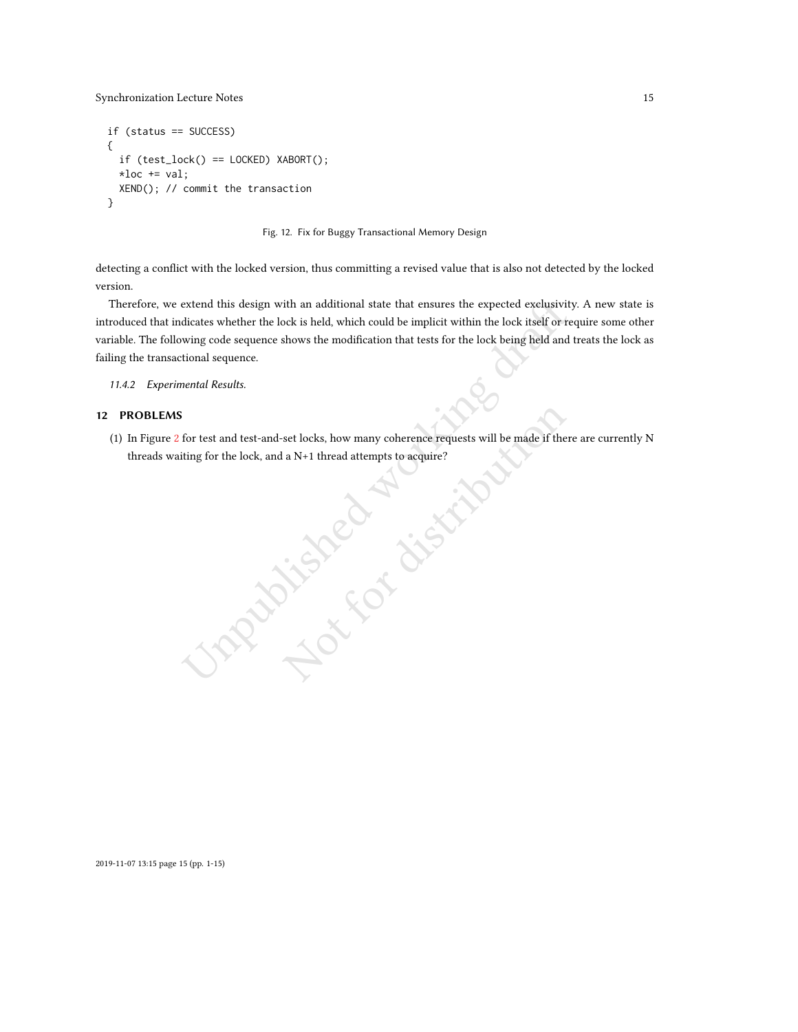```
if (status == SUCCESS)
{
  if (test_lock() == LOCKED) XABORT();
  *loc += val;
  XEND(); // commit the transaction
}
```

Fig. 12. Fix for Buggy Transactional Memory Design

detecting a conflict with the locked version, thus committing a revised value that is also not detected by the locked version.

Therefore, we extend this design with an additional state that ensures the expected exclusivity. A new state is introduced that indicates whether the lock is held, which could be implicit within the lock itself or require some other variable. The following code sequence shows the modification that tests for the lock being held and treats the lock as failing the transactional sequence.

#### 11.4.2 Experimental Results.

## 12 PROBLEMS

(1) In Figure 2 for test and test-and-set locks, how many coherence requests will be made if there are currently N threads waiting for the lock, and a N+1 thread attempts to acquire?